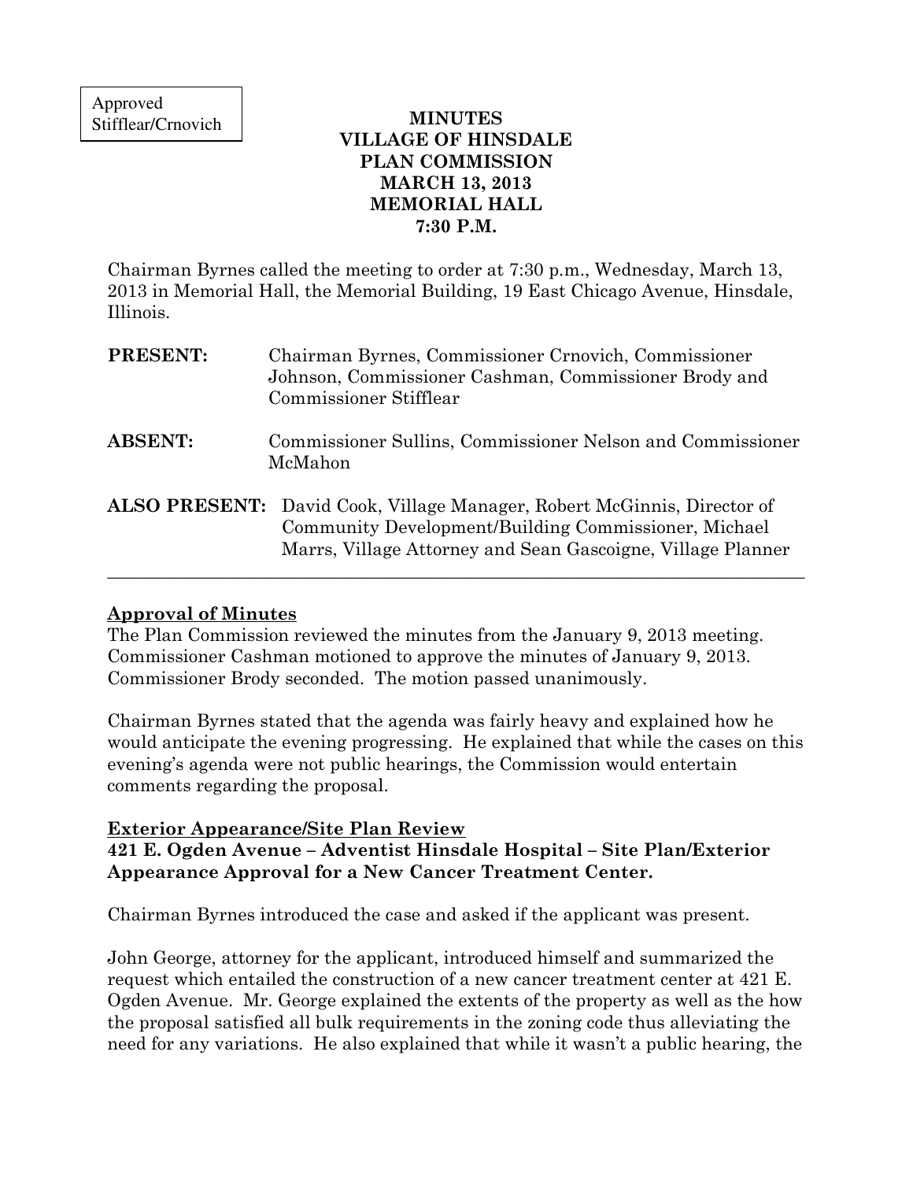Approved
Stifflear/Crnovich

# MINUTES
# VILLAGE OF HINSDALE
# PLAN COMMISSION
# MARCH 13, 2013
# MEMORIAL HALL
# 7:30 P.M.

Chairman Byrnes called the meeting to order at 7:30 p.m., Wednesday, March 13, 2013 in Memorial Hall, the Memorial Building, 19 East Chicago Avenue, Hinsdale, Illinois.

**PRESENT:** Chairman Byrnes, Commissioner Crnovich, Commissioner Johnson, Commissioner Cashman, Commissioner Brody and Commissioner Stifflear

**ABSENT:** Commissioner Sullins, Commissioner Nelson and Commissioner McMahon

**ALSO PRESENT:** David Cook, Village Manager, Robert McGinnis, Director of Community Development/Building Commissioner, Michael Marrs, Village Attorney and Sean Gascoigne, Village Planner

---

## Approval of Minutes

The Plan Commission reviewed the minutes from the January 9, 2013 meeting. Commissioner Cashman motioned to approve the minutes of January 9, 2013. Commissioner Brody seconded. The motion passed unanimously.

Chairman Byrnes stated that the agenda was fairly heavy and explained how he would anticipate the evening progressing. He explained that while the cases on this evening's agenda were not public hearings, the Commission would entertain comments regarding the proposal.

## Exterior Appearance/Site Plan Review

**421 E. Ogden Avenue – Adventist Hinsdale Hospital – Site Plan/Exterior Appearance Approval for a New Cancer Treatment Center.**

Chairman Byrnes introduced the case and asked if the applicant was present.

John George, attorney for the applicant, introduced himself and summarized the request which entailed the construction of a new cancer treatment center at 421 E. Ogden Avenue. Mr. George explained the extents of the property as well as the how the proposal satisfied all bulk requirements in the zoning code thus alleviating the need for any variations. He also explained that while it wasn't a public hearing, the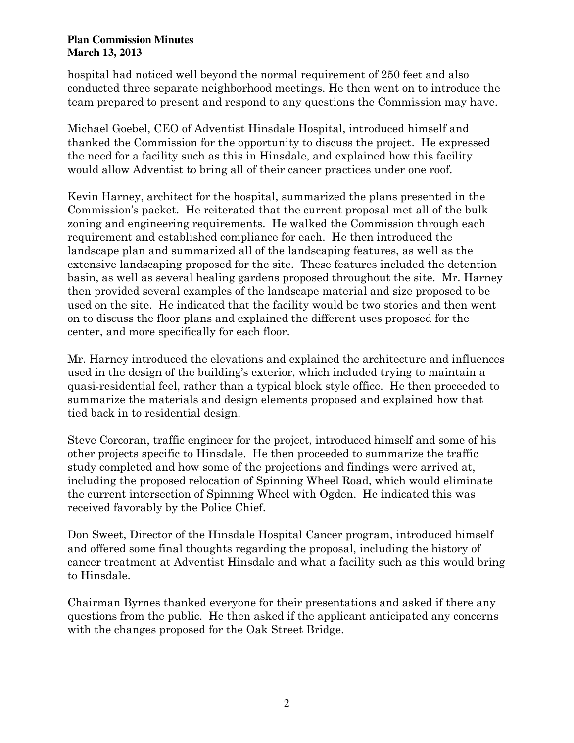hospital had noticed well beyond the normal requirement of 250 feet and also conducted three separate neighborhood meetings. He then went on to introduce the team prepared to present and respond to any questions the Commission may have.

Michael Goebel, CEO of Adventist Hinsdale Hospital, introduced himself and thanked the Commission for the opportunity to discuss the project. He expressed the need for a facility such as this in Hinsdale, and explained how this facility would allow Adventist to bring all of their cancer practices under one roof.

Kevin Harney, architect for the hospital, summarized the plans presented in the Commission's packet. He reiterated that the current proposal met all of the bulk zoning and engineering requirements. He walked the Commission through each requirement and established compliance for each. He then introduced the landscape plan and summarized all of the landscaping features, as well as the extensive landscaping proposed for the site. These features included the detention basin, as well as several healing gardens proposed throughout the site. Mr. Harney then provided several examples of the landscape material and size proposed to be used on the site. He indicated that the facility would be two stories and then went on to discuss the floor plans and explained the different uses proposed for the center, and more specifically for each floor.

Mr. Harney introduced the elevations and explained the architecture and influences used in the design of the building's exterior, which included trying to maintain a quasi-residential feel, rather than a typical block style office. He then proceeded to summarize the materials and design elements proposed and explained how that tied back in to residential design.

Steve Corcoran, traffic engineer for the project, introduced himself and some of his other projects specific to Hinsdale. He then proceeded to summarize the traffic study completed and how some of the projections and findings were arrived at, including the proposed relocation of Spinning Wheel Road, which would eliminate the current intersection of Spinning Wheel with Ogden. He indicated this was received favorably by the Police Chief.

Don Sweet, Director of the Hinsdale Hospital Cancer program, introduced himself and offered some final thoughts regarding the proposal, including the history of cancer treatment at Adventist Hinsdale and what a facility such as this would bring to Hinsdale.

Chairman Byrnes thanked everyone for their presentations and asked if there any questions from the public. He then asked if the applicant anticipated any concerns with the changes proposed for the Oak Street Bridge.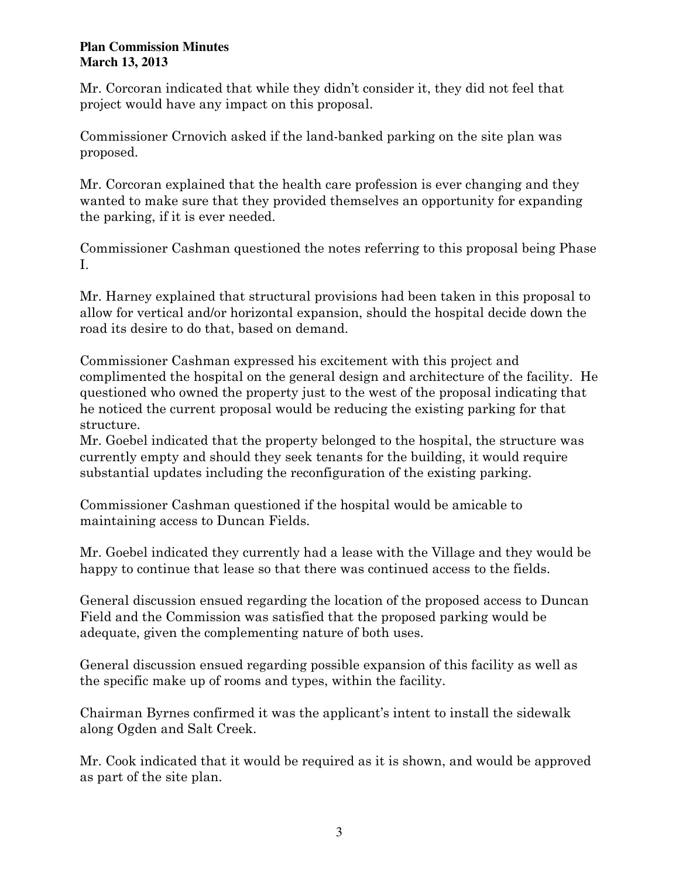Mr. Corcoran indicated that while they didn't consider it, they did not feel that project would have any impact on this proposal.

Commissioner Crnovich asked if the land-banked parking on the site plan was proposed.

Mr. Corcoran explained that the health care profession is ever changing and they wanted to make sure that they provided themselves an opportunity for expanding the parking, if it is ever needed.

Commissioner Cashman questioned the notes referring to this proposal being Phase I.

Mr. Harney explained that structural provisions had been taken in this proposal to allow for vertical and/or horizontal expansion, should the hospital decide down the road its desire to do that, based on demand.

Commissioner Cashman expressed his excitement with this project and complimented the hospital on the general design and architecture of the facility. He questioned who owned the property just to the west of the proposal indicating that he noticed the current proposal would be reducing the existing parking for that structure.
Mr. Goebel indicated that the property belonged to the hospital, the structure was currently empty and should they seek tenants for the building, it would require substantial updates including the reconfiguration of the existing parking.

Commissioner Cashman questioned if the hospital would be amicable to maintaining access to Duncan Fields.

Mr. Goebel indicated they currently had a lease with the Village and they would be happy to continue that lease so that there was continued access to the fields.

General discussion ensued regarding the location of the proposed access to Duncan Field and the Commission was satisfied that the proposed parking would be adequate, given the complementing nature of both uses.

General discussion ensued regarding possible expansion of this facility as well as the specific make up of rooms and types, within the facility.

Chairman Byrnes confirmed it was the applicant's intent to install the sidewalk along Ogden and Salt Creek.

Mr. Cook indicated that it would be required as it is shown, and would be approved as part of the site plan.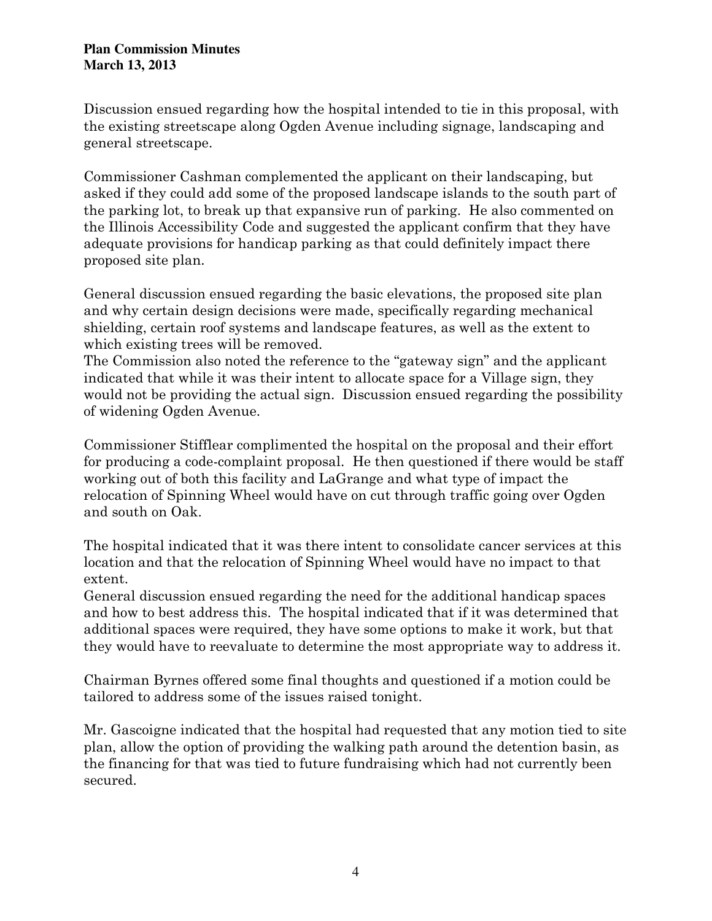Discussion ensued regarding how the hospital intended to tie in this proposal, with the existing streetscape along Ogden Avenue including signage, landscaping and general streetscape.

Commissioner Cashman complemented the applicant on their landscaping, but asked if they could add some of the proposed landscape islands to the south part of the parking lot, to break up that expansive run of parking. He also commented on the Illinois Accessibility Code and suggested the applicant confirm that they have adequate provisions for handicap parking as that could definitely impact there proposed site plan.

General discussion ensued regarding the basic elevations, the proposed site plan and why certain design decisions were made, specifically regarding mechanical shielding, certain roof systems and landscape features, as well as the extent to which existing trees will be removed.
The Commission also noted the reference to the "gateway sign" and the applicant indicated that while it was their intent to allocate space for a Village sign, they would not be providing the actual sign. Discussion ensued regarding the possibility of widening Ogden Avenue.

Commissioner Stifflear complimented the hospital on the proposal and their effort for producing a code-complaint proposal. He then questioned if there would be staff working out of both this facility and LaGrange and what type of impact the relocation of Spinning Wheel would have on cut through traffic going over Ogden and south on Oak.

The hospital indicated that it was there intent to consolidate cancer services at this location and that the relocation of Spinning Wheel would have no impact to that extent.
General discussion ensued regarding the need for the additional handicap spaces and how to best address this. The hospital indicated that if it was determined that additional spaces were required, they have some options to make it work, but that they would have to reevaluate to determine the most appropriate way to address it.

Chairman Byrnes offered some final thoughts and questioned if a motion could be tailored to address some of the issues raised tonight.

Mr. Gascoigne indicated that the hospital had requested that any motion tied to site plan, allow the option of providing the walking path around the detention basin, as the financing for that was tied to future fundraising which had not currently been secured.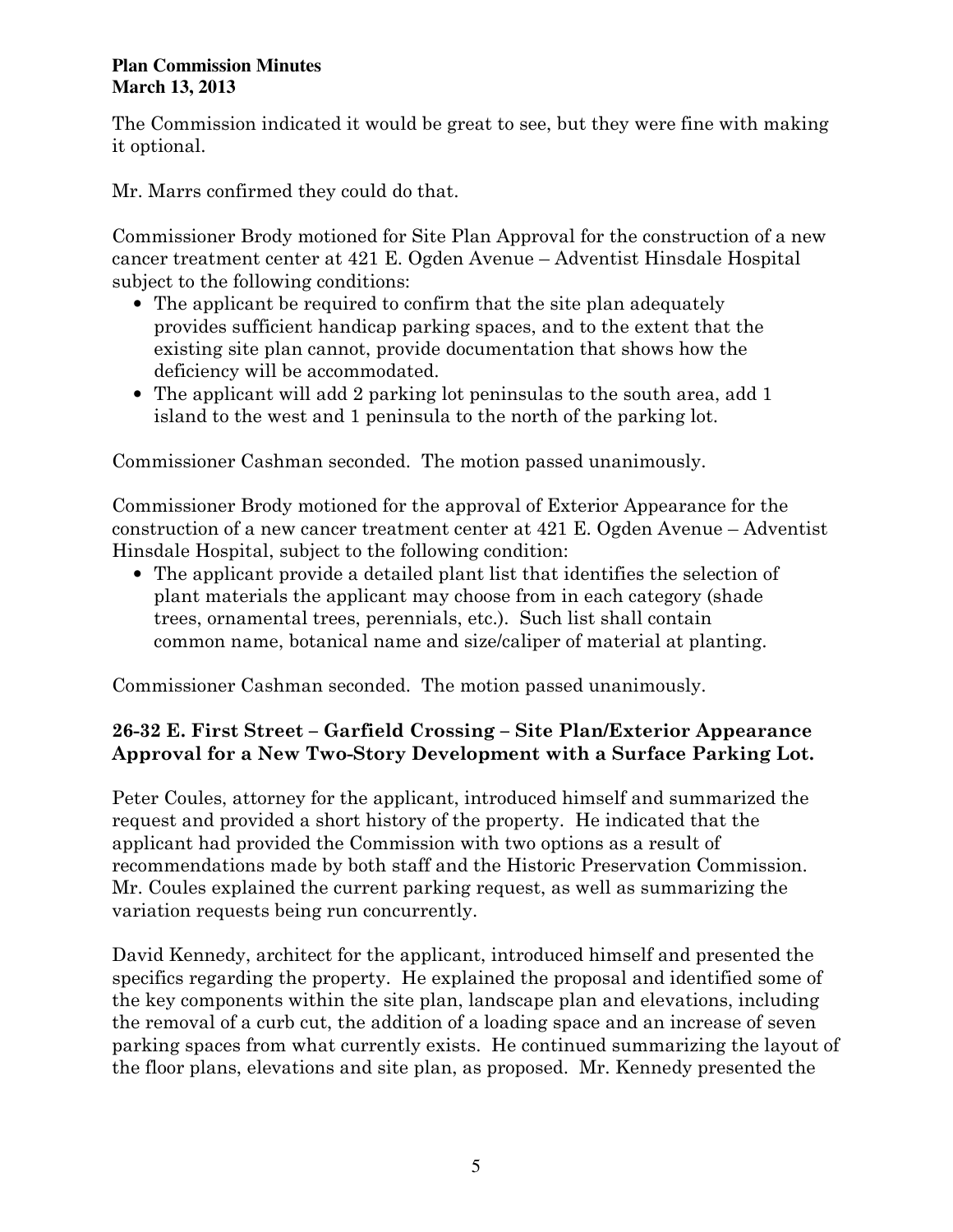The Commission indicated it would be great to see, but they were fine with making it optional.

Mr. Marrs confirmed they could do that.

Commissioner Brody motioned for Site Plan Approval for the construction of a new cancer treatment center at 421 E. Ogden Avenue – Adventist Hinsdale Hospital subject to the following conditions:

- The applicant be required to confirm that the site plan adequately provides sufficient handicap parking spaces, and to the extent that the existing site plan cannot, provide documentation that shows how the deficiency will be accommodated.
- The applicant will add 2 parking lot peninsulas to the south area, add 1 island to the west and 1 peninsula to the north of the parking lot.

Commissioner Cashman seconded. The motion passed unanimously.

Commissioner Brody motioned for the approval of Exterior Appearance for the construction of a new cancer treatment center at 421 E. Ogden Avenue – Adventist Hinsdale Hospital, subject to the following condition:

- The applicant provide a detailed plant list that identifies the selection of plant materials the applicant may choose from in each category (shade trees, ornamental trees, perennials, etc.). Such list shall contain common name, botanical name and size/caliper of material at planting.

Commissioner Cashman seconded. The motion passed unanimously.

**26-32 E. First Street – Garfield Crossing – Site Plan/Exterior Appearance Approval for a New Two-Story Development with a Surface Parking Lot.**

Peter Coules, attorney for the applicant, introduced himself and summarized the request and provided a short history of the property. He indicated that the applicant had provided the Commission with two options as a result of recommendations made by both staff and the Historic Preservation Commission. Mr. Coules explained the current parking request, as well as summarizing the variation requests being run concurrently.

David Kennedy, architect for the applicant, introduced himself and presented the specifics regarding the property. He explained the proposal and identified some of the key components within the site plan, landscape plan and elevations, including the removal of a curb cut, the addition of a loading space and an increase of seven parking spaces from what currently exists. He continued summarizing the layout of the floor plans, elevations and site plan, as proposed. Mr. Kennedy presented the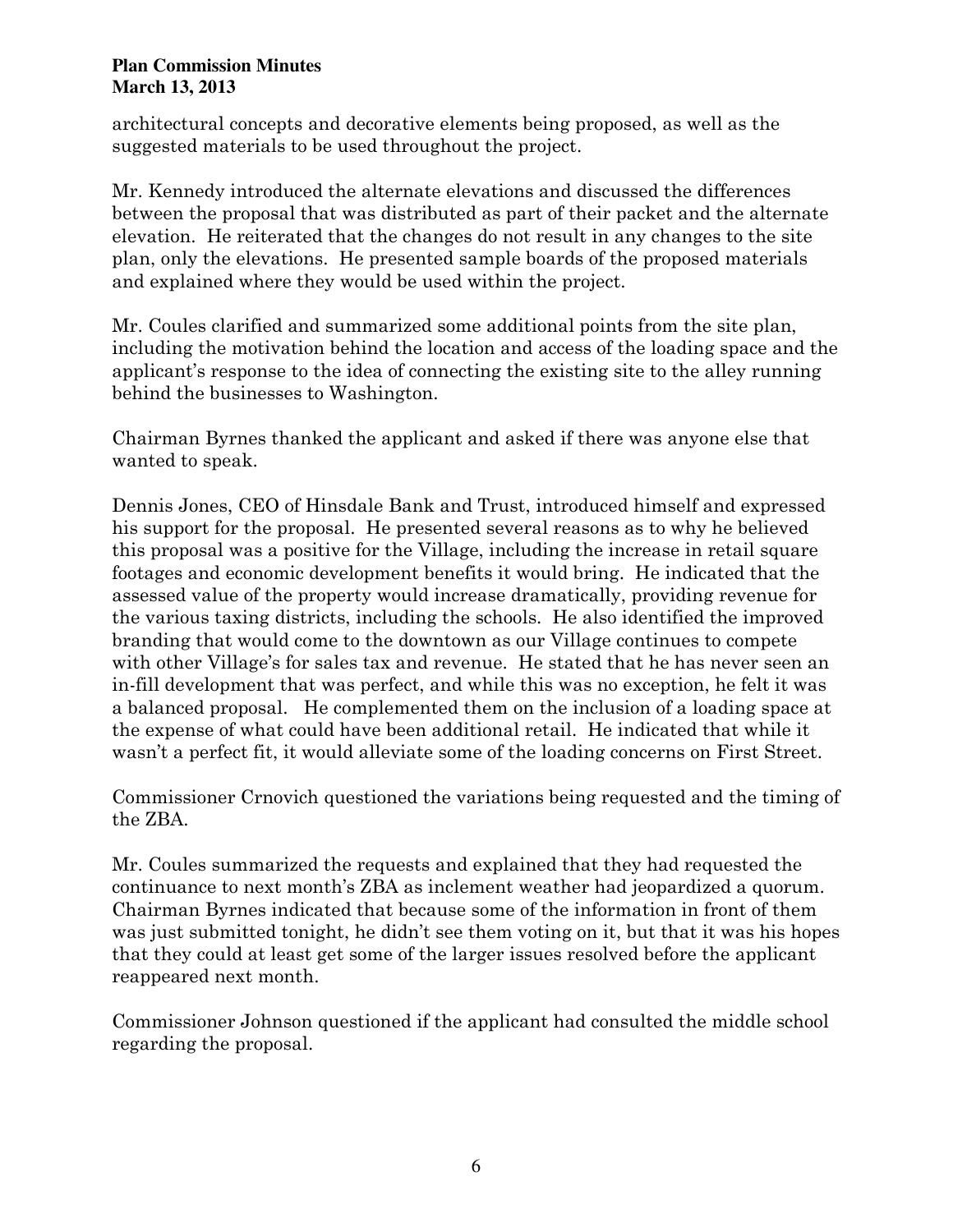architectural concepts and decorative elements being proposed, as well as the suggested materials to be used throughout the project.

Mr. Kennedy introduced the alternate elevations and discussed the differences between the proposal that was distributed as part of their packet and the alternate elevation. He reiterated that the changes do not result in any changes to the site plan, only the elevations. He presented sample boards of the proposed materials and explained where they would be used within the project.

Mr. Coules clarified and summarized some additional points from the site plan, including the motivation behind the location and access of the loading space and the applicant's response to the idea of connecting the existing site to the alley running behind the businesses to Washington.

Chairman Byrnes thanked the applicant and asked if there was anyone else that wanted to speak.

Dennis Jones, CEO of Hinsdale Bank and Trust, introduced himself and expressed his support for the proposal. He presented several reasons as to why he believed this proposal was a positive for the Village, including the increase in retail square footages and economic development benefits it would bring. He indicated that the assessed value of the property would increase dramatically, providing revenue for the various taxing districts, including the schools. He also identified the improved branding that would come to the downtown as our Village continues to compete with other Village's for sales tax and revenue. He stated that he has never seen an in-fill development that was perfect, and while this was no exception, he felt it was a balanced proposal. He complemented them on the inclusion of a loading space at the expense of what could have been additional retail. He indicated that while it wasn't a perfect fit, it would alleviate some of the loading concerns on First Street.

Commissioner Crnovich questioned the variations being requested and the timing of the ZBA.

Mr. Coules summarized the requests and explained that they had requested the continuance to next month's ZBA as inclement weather had jeopardized a quorum. Chairman Byrnes indicated that because some of the information in front of them was just submitted tonight, he didn't see them voting on it, but that it was his hopes that they could at least get some of the larger issues resolved before the applicant reappeared next month.

Commissioner Johnson questioned if the applicant had consulted the middle school regarding the proposal.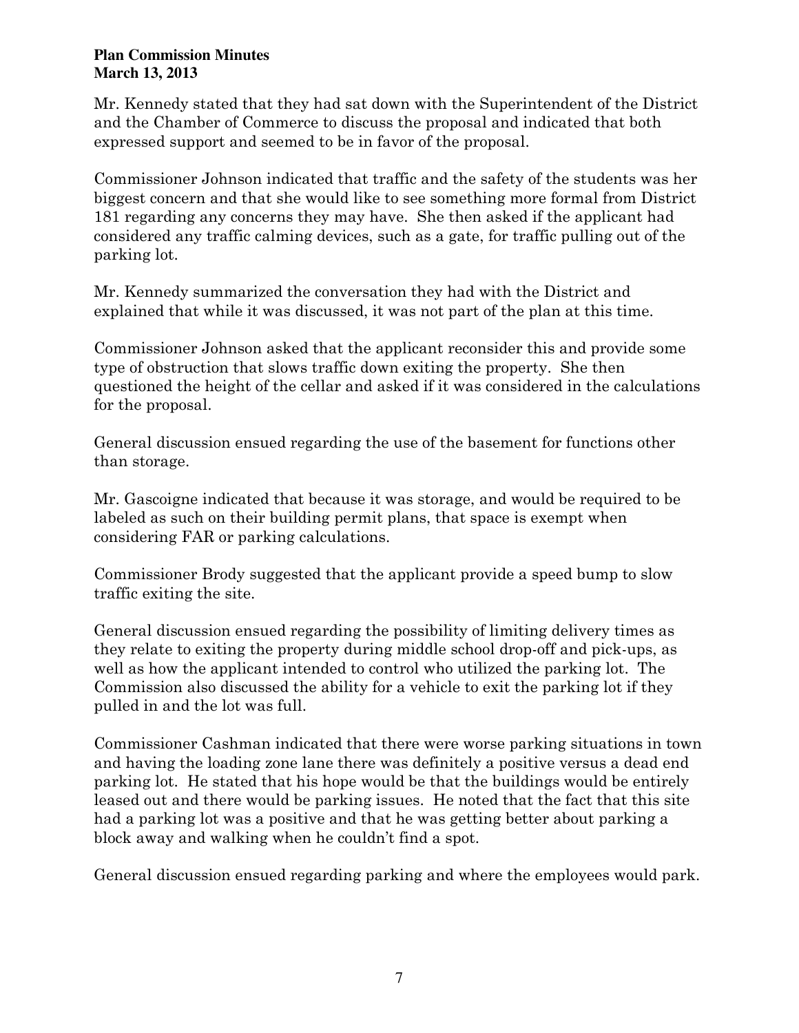Mr. Kennedy stated that they had sat down with the Superintendent of the District and the Chamber of Commerce to discuss the proposal and indicated that both expressed support and seemed to be in favor of the proposal.

Commissioner Johnson indicated that traffic and the safety of the students was her biggest concern and that she would like to see something more formal from District 181 regarding any concerns they may have. She then asked if the applicant had considered any traffic calming devices, such as a gate, for traffic pulling out of the parking lot.

Mr. Kennedy summarized the conversation they had with the District and explained that while it was discussed, it was not part of the plan at this time.

Commissioner Johnson asked that the applicant reconsider this and provide some type of obstruction that slows traffic down exiting the property. She then questioned the height of the cellar and asked if it was considered in the calculations for the proposal.

General discussion ensued regarding the use of the basement for functions other than storage.

Mr. Gascoigne indicated that because it was storage, and would be required to be labeled as such on their building permit plans, that space is exempt when considering FAR or parking calculations.

Commissioner Brody suggested that the applicant provide a speed bump to slow traffic exiting the site.

General discussion ensued regarding the possibility of limiting delivery times as they relate to exiting the property during middle school drop-off and pick-ups, as well as how the applicant intended to control who utilized the parking lot. The Commission also discussed the ability for a vehicle to exit the parking lot if they pulled in and the lot was full.

Commissioner Cashman indicated that there were worse parking situations in town and having the loading zone lane there was definitely a positive versus a dead end parking lot. He stated that his hope would be that the buildings would be entirely leased out and there would be parking issues. He noted that the fact that this site had a parking lot was a positive and that he was getting better about parking a block away and walking when he couldn't find a spot.

General discussion ensued regarding parking and where the employees would park.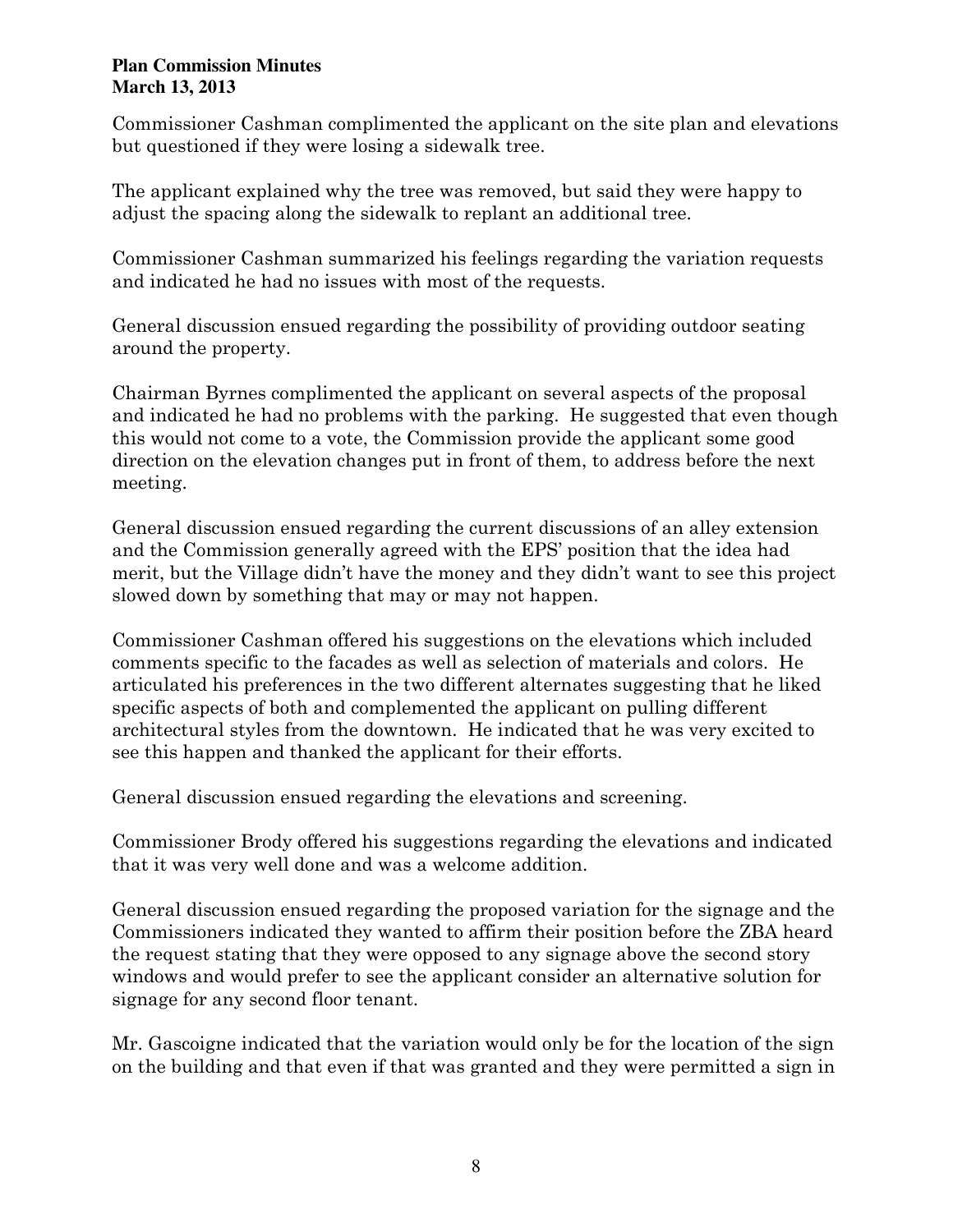Commissioner Cashman complimented the applicant on the site plan and elevations but questioned if they were losing a sidewalk tree.

The applicant explained why the tree was removed, but said they were happy to adjust the spacing along the sidewalk to replant an additional tree.

Commissioner Cashman summarized his feelings regarding the variation requests and indicated he had no issues with most of the requests.

General discussion ensued regarding the possibility of providing outdoor seating around the property.

Chairman Byrnes complimented the applicant on several aspects of the proposal and indicated he had no problems with the parking. He suggested that even though this would not come to a vote, the Commission provide the applicant some good direction on the elevation changes put in front of them, to address before the next meeting.

General discussion ensued regarding the current discussions of an alley extension and the Commission generally agreed with the EPS' position that the idea had merit, but the Village didn't have the money and they didn't want to see this project slowed down by something that may or may not happen.

Commissioner Cashman offered his suggestions on the elevations which included comments specific to the facades as well as selection of materials and colors. He articulated his preferences in the two different alternates suggesting that he liked specific aspects of both and complemented the applicant on pulling different architectural styles from the downtown. He indicated that he was very excited to see this happen and thanked the applicant for their efforts.

General discussion ensued regarding the elevations and screening.

Commissioner Brody offered his suggestions regarding the elevations and indicated that it was very well done and was a welcome addition.

General discussion ensued regarding the proposed variation for the signage and the Commissioners indicated they wanted to affirm their position before the ZBA heard the request stating that they were opposed to any signage above the second story windows and would prefer to see the applicant consider an alternative solution for signage for any second floor tenant.

Mr. Gascoigne indicated that the variation would only be for the location of the sign on the building and that even if that was granted and they were permitted a sign in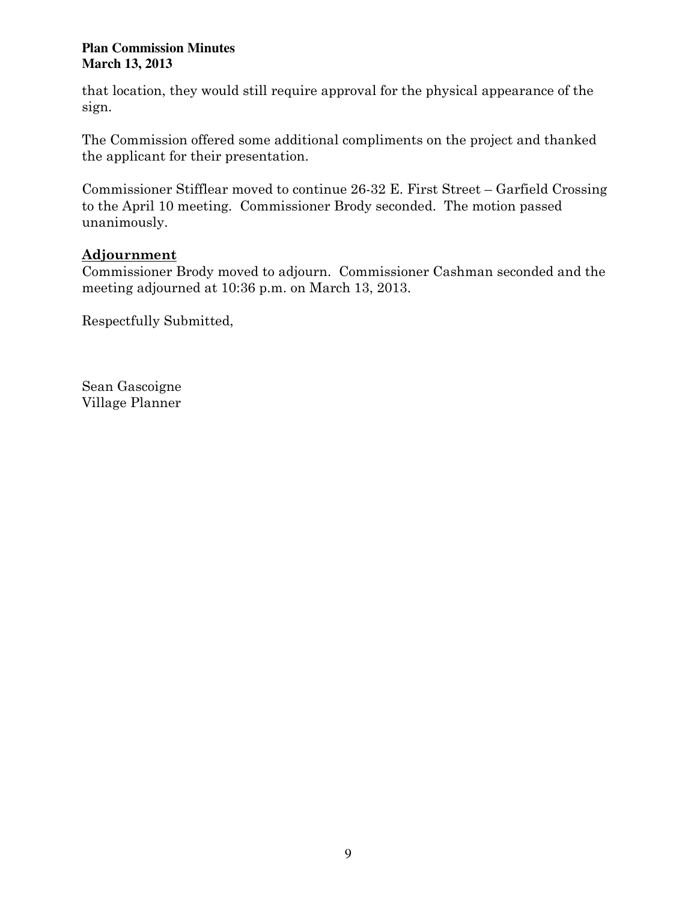that location, they would still require approval for the physical appearance of the sign.

The Commission offered some additional compliments on the project and thanked the applicant for their presentation.

Commissioner Stifflear moved to continue 26-32 E. First Street – Garfield Crossing to the April 10 meeting. Commissioner Brody seconded. The motion passed unanimously.

## Adjournment

Commissioner Brody moved to adjourn. Commissioner Cashman seconded and the meeting adjourned at 10:36 p.m. on March 13, 2013.

Respectfully Submitted,

Sean Gascoigne
Village Planner